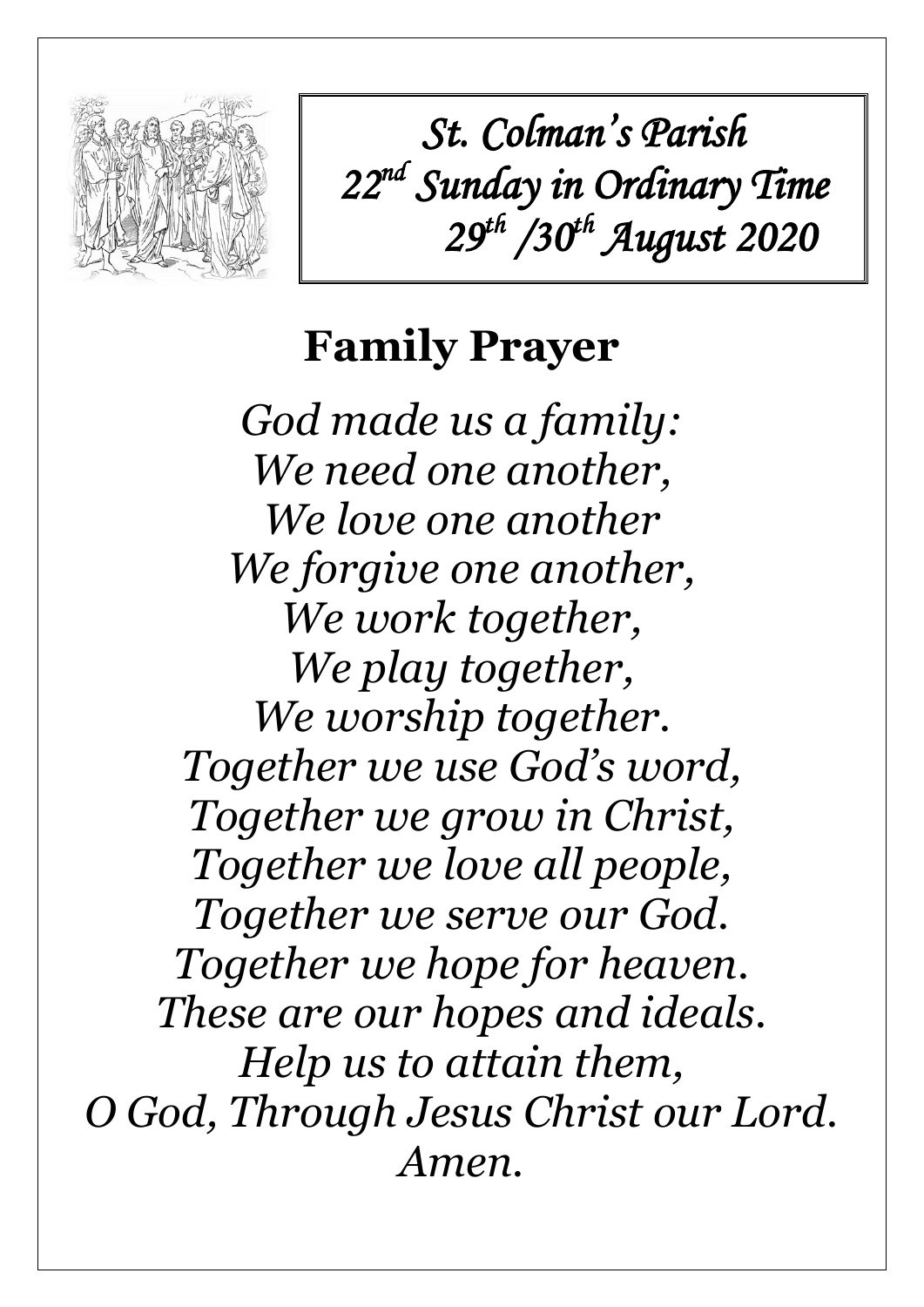*St. Colman's Parish*
*22nd Sunday in Ordinary Time*
*29th /30th August 2020*

## Family Prayer

*God made us a family:*
*We need one another,*
*We love one another*
*We forgive one another,*
*We work together,*
*We play together,*
*We worship together.*
*Together we use God's word,*
*Together we grow in Christ,*
*Together we love all people,*
*Together we serve our God.*
*Together we hope for heaven.*
*These are our hopes and ideals.*
*Help us to attain them,*
*O God, Through Jesus Christ our Lord.*
*Amen.*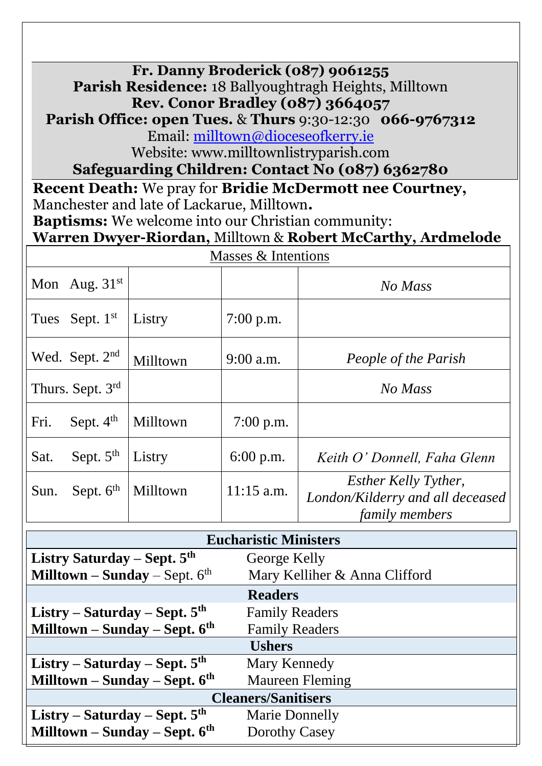**Fr. Danny Broderick (087) 9061255**
**Parish Residence:** 18 Ballyoughtragh Heights, Milltown
**Rev. Conor Bradley (087) 3664057**
**Parish Office: open Tues.** & **Thurs** 9:30-12:30 **066-9767312**
Email: milltown@dioceseofkerry.ie
Website: www.milltownlistryparish.com
**Safeguarding Children: Contact No (087) 6362780**

**Recent Death:** We pray for **Bridie McDermott nee Courtney,** Manchester and late of Lackarue, Milltown**.**

**Baptisms:** We welcome into our Christian community:
**Warren Dwyer-Riordan,** Milltown & **Robert McCarthy, Ardmelode**

| Masses & Intentions | | | |
|---|---|---|---|
| Mon Aug. 31st | | | *No Mass* |
| Tues Sept. 1st | Listry | 7:00 p.m. | |
| Wed. Sept. 2nd | Milltown | 9:00 a.m. | *People of the Parish* |
| Thurs. Sept. 3rd | | | *No Mass* |
| Fri. Sept. 4th | Milltown | 7:00 p.m. | |
| Sat. Sept. 5th | Listry | 6:00 p.m. | *Keith O' Donnell, Faha Glenn* |
| Sun. Sept. 6th | Milltown | 11:15 a.m. | *Esther Kelly Tyther, London/Kilderry and all deceased family members* |

| **Eucharistic Ministers** | |
|---|---|
| **Listry Saturday – Sept. 5th** | George Kelly |
| **Milltown – Sunday** – Sept. 6th | Mary Kelliher & Anna Clifford |
| **Readers** | |
| **Listry – Saturday – Sept. 5th** | Family Readers |
| **Milltown – Sunday – Sept. 6th** | Family Readers |
| **Ushers** | |
| **Listry – Saturday – Sept. 5th** | Mary Kennedy |
| **Milltown – Sunday – Sept. 6th** | Maureen Fleming |
| **Cleaners/Sanitisers** | |
| **Listry – Saturday – Sept. 5th** | Marie Donnelly |
| **Milltown – Sunday – Sept. 6th** | Dorothy Casey |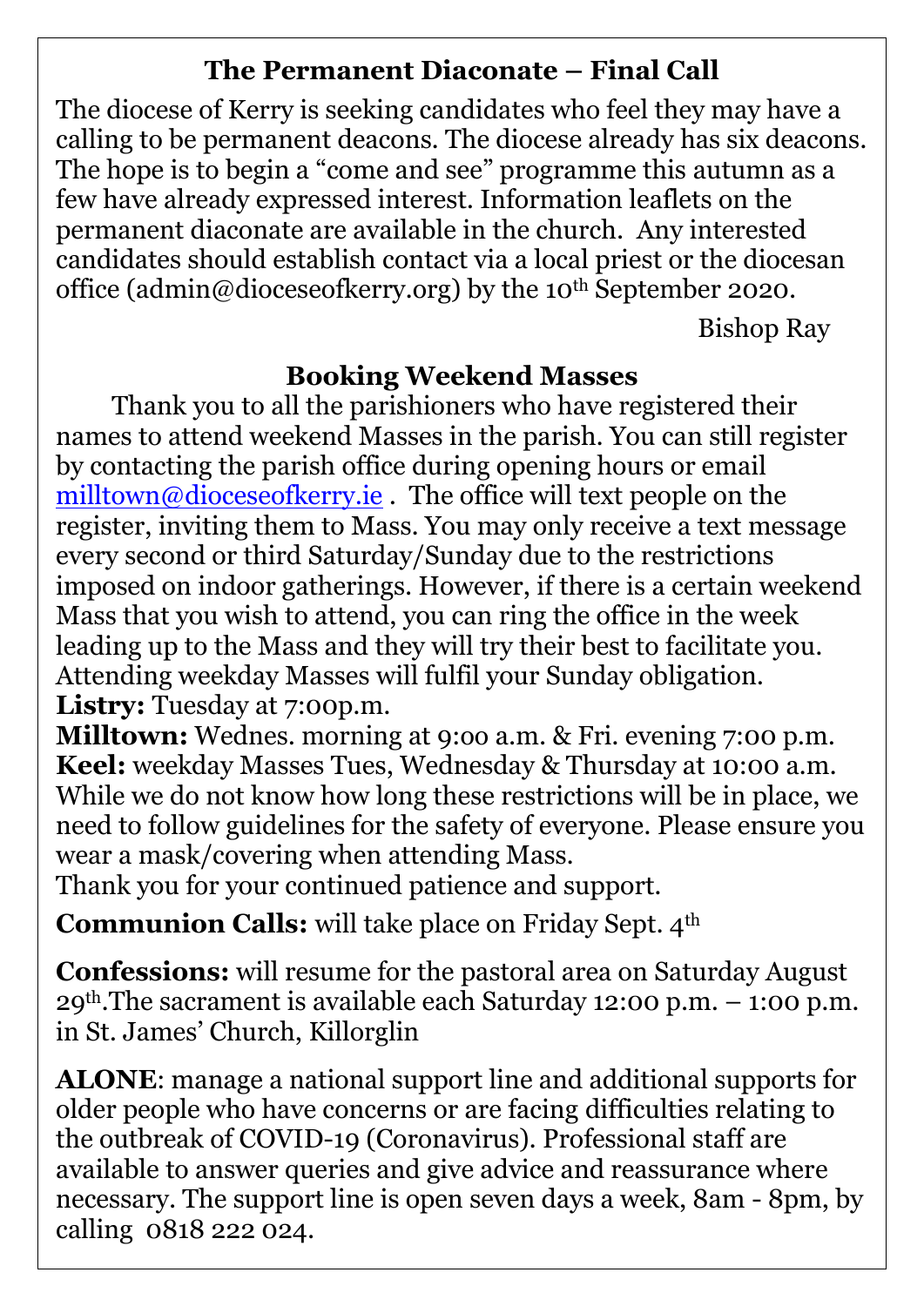## The Permanent Diaconate – Final Call

The diocese of Kerry is seeking candidates who feel they may have a calling to be permanent deacons. The diocese already has six deacons. The hope is to begin a "come and see" programme this autumn as a few have already expressed interest. Information leaflets on the permanent diaconate are available in the church. Any interested candidates should establish contact via a local priest or the diocesan office (admin@dioceseofkerry.org) by the 10th September 2020.

Bishop Ray

## Booking Weekend Masses

Thank you to all the parishioners who have registered their names to attend weekend Masses in the parish. You can still register by contacting the parish office during opening hours or email milltown@dioceseofkerry.ie . The office will text people on the register, inviting them to Mass. You may only receive a text message every second or third Saturday/Sunday due to the restrictions imposed on indoor gatherings. However, if there is a certain weekend Mass that you wish to attend, you can ring the office in the week leading up to the Mass and they will try their best to facilitate you. Attending weekday Masses will fulfil your Sunday obligation.

**Listry:** Tuesday at 7:00p.m.
**Milltown:** Wednes. morning at 9:00 a.m. & Fri. evening 7:00 p.m.
**Keel:** weekday Masses Tues, Wednesday & Thursday at 10:00 a.m.

While we do not know how long these restrictions will be in place, we need to follow guidelines for the safety of everyone. Please ensure you wear a mask/covering when attending Mass.

Thank you for your continued patience and support.

**Communion Calls:** will take place on Friday Sept. 4th

**Confessions:** will resume for the pastoral area on Saturday August 29th.The sacrament is available each Saturday 12:00 p.m. – 1:00 p.m. in St. James' Church, Killorglin

**ALONE**: manage a national support line and additional supports for older people who have concerns or are facing difficulties relating to the outbreak of COVID-19 (Coronavirus). Professional staff are available to answer queries and give advice and reassurance where necessary. The support line is open seven days a week, 8am - 8pm, by calling 0818 222 024.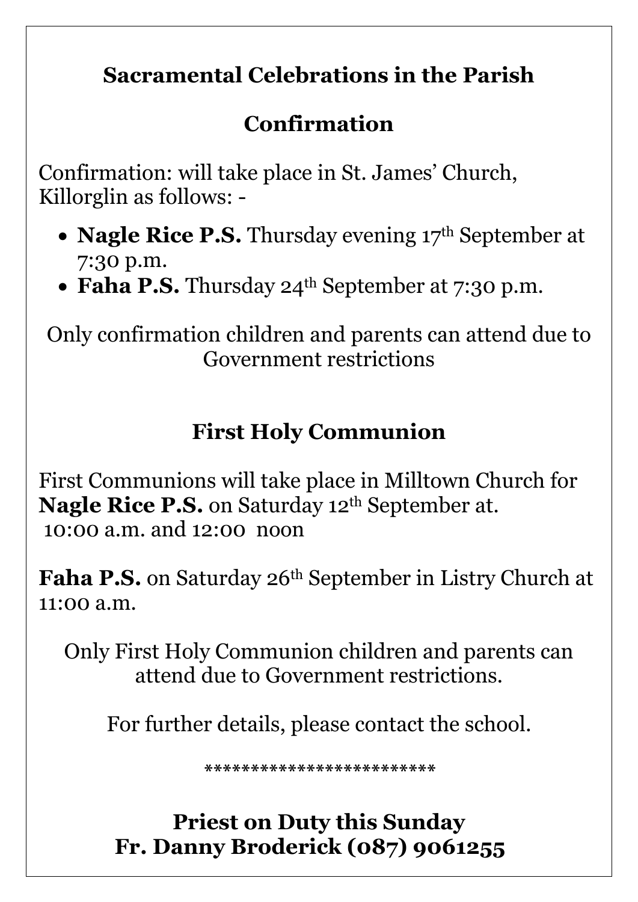## Sacramental Celebrations in the Parish

## Confirmation

Confirmation: will take place in St. James' Church, Killorglin as follows: -

- **Nagle Rice P.S.** Thursday evening 17th September at 7:30 p.m.
- **Faha P.S.** Thursday 24th September at 7:30 p.m.

Only confirmation children and parents can attend due to Government restrictions

## First Holy Communion

First Communions will take place in Milltown Church for **Nagle Rice P.S.** on Saturday 12th September at. 10:00 a.m. and 12:00 noon

**Faha P.S.** on Saturday 26th September in Listry Church at 11:00 a.m.

Only First Holy Communion children and parents can attend due to Government restrictions.

For further details, please contact the school.

*************************

**Priest on Duty this Sunday**
**Fr. Danny Broderick (087) 9061255**